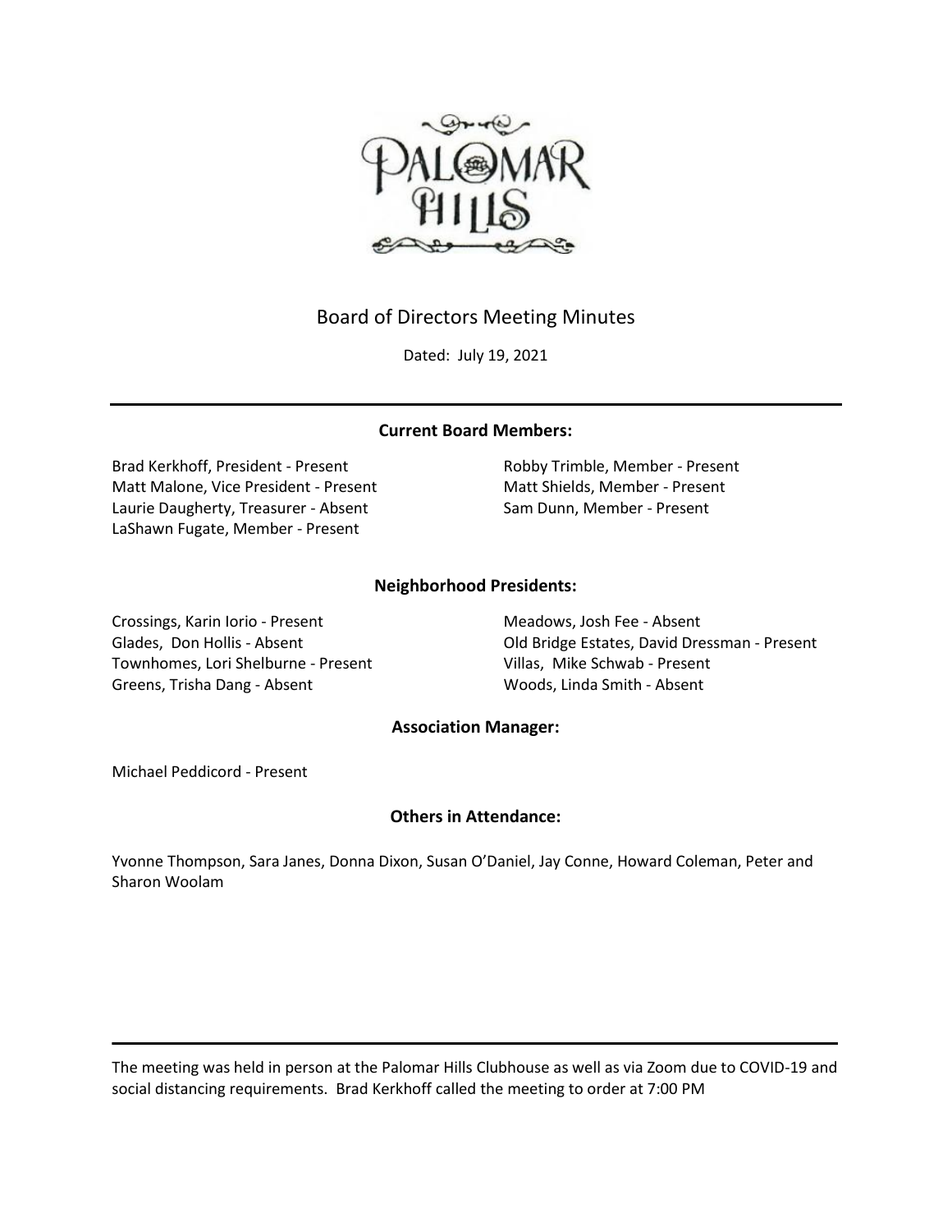PALOMAR HILLS

# Board of Directors Meeting Minutes

Dated: July 19, 2021

---

### Current Board Members:

Brad Kerkhoff, President - Present
Matt Malone, Vice President - Present
Laurie Daugherty, Treasurer - Absent
LaShawn Fugate, Member - Present
Robby Trimble, Member - Present
Matt Shields, Member - Present
Sam Dunn, Member - Present

### Neighborhood Presidents:

Crossings, Karin Iorio - Present
Glades, Don Hollis - Absent
Townhomes, Lori Shelburne - Present
Greens, Trisha Dang - Absent
Meadows, Josh Fee - Absent
Old Bridge Estates, David Dressman - Present
Villas, Mike Schwab - Present
Woods, Linda Smith - Absent

### Association Manager:

Michael Peddicord - Present

### Others in Attendance:

Yvonne Thompson, Sara Janes, Donna Dixon, Susan O'Daniel, Jay Conne, Howard Coleman, Peter and Sharon Woolam

---

The meeting was held in person at the Palomar Hills Clubhouse as well as via Zoom due to COVID-19 and social distancing requirements. Brad Kerkhoff called the meeting to order at 7:00 PM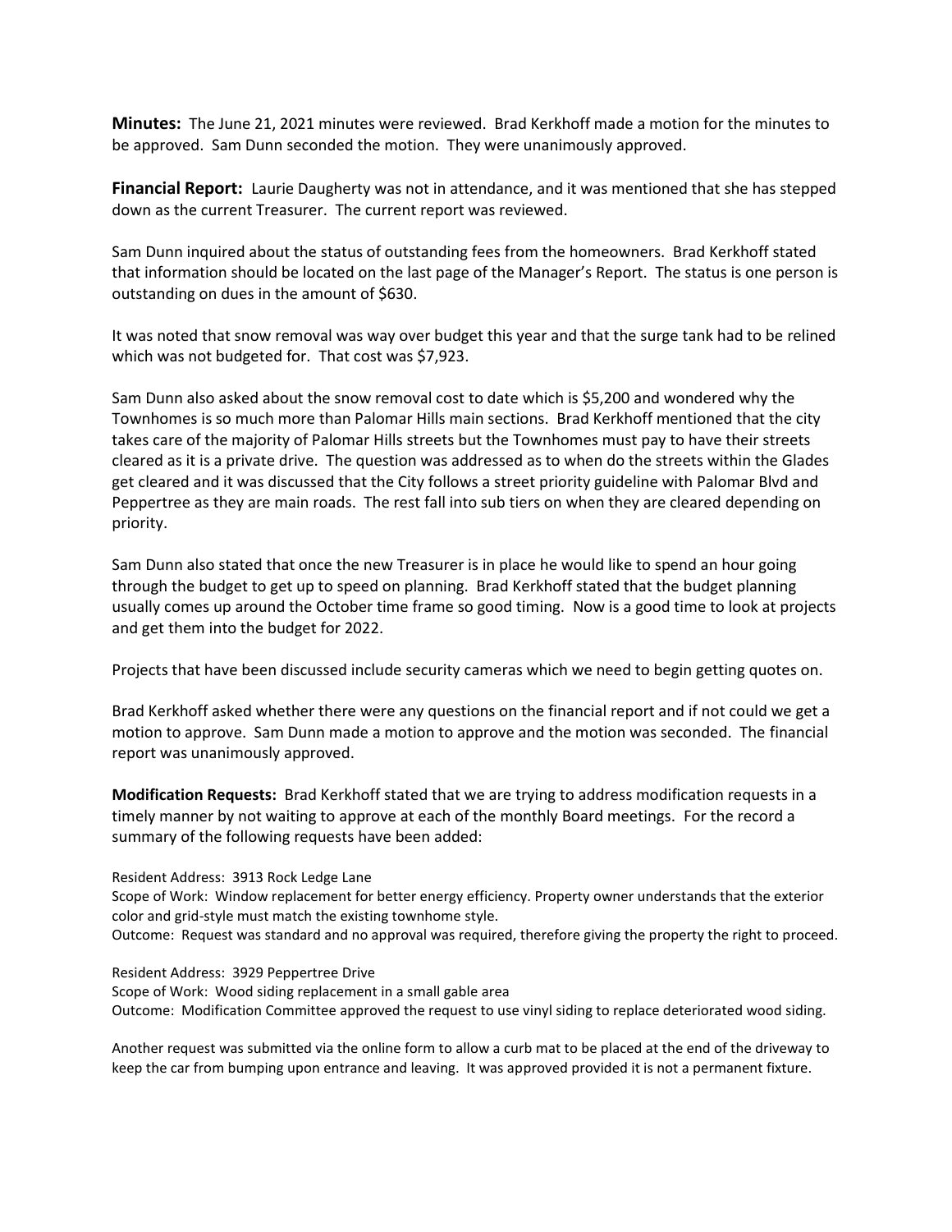**Minutes:** The June 21, 2021 minutes were reviewed. Brad Kerkhoff made a motion for the minutes to be approved. Sam Dunn seconded the motion. They were unanimously approved.

**Financial Report:** Laurie Daugherty was not in attendance, and it was mentioned that she has stepped down as the current Treasurer. The current report was reviewed.

Sam Dunn inquired about the status of outstanding fees from the homeowners. Brad Kerkhoff stated that information should be located on the last page of the Manager's Report. The status is one person is outstanding on dues in the amount of $630.

It was noted that snow removal was way over budget this year and that the surge tank had to be relined which was not budgeted for. That cost was $7,923.

Sam Dunn also asked about the snow removal cost to date which is $5,200 and wondered why the Townhomes is so much more than Palomar Hills main sections. Brad Kerkhoff mentioned that the city takes care of the majority of Palomar Hills streets but the Townhomes must pay to have their streets cleared as it is a private drive. The question was addressed as to when do the streets within the Glades get cleared and it was discussed that the City follows a street priority guideline with Palomar Blvd and Peppertree as they are main roads. The rest fall into sub tiers on when they are cleared depending on priority.

Sam Dunn also stated that once the new Treasurer is in place he would like to spend an hour going through the budget to get up to speed on planning. Brad Kerkhoff stated that the budget planning usually comes up around the October time frame so good timing. Now is a good time to look at projects and get them into the budget for 2022.

Projects that have been discussed include security cameras which we need to begin getting quotes on.

Brad Kerkhoff asked whether there were any questions on the financial report and if not could we get a motion to approve. Sam Dunn made a motion to approve and the motion was seconded. The financial report was unanimously approved.

**Modification Requests:** Brad Kerkhoff stated that we are trying to address modification requests in a timely manner by not waiting to approve at each of the monthly Board meetings. For the record a summary of the following requests have been added:

Resident Address: 3913 Rock Ledge Lane
Scope of Work: Window replacement for better energy efficiency. Property owner understands that the exterior color and grid-style must match the existing townhome style.
Outcome: Request was standard and no approval was required, therefore giving the property the right to proceed.

Resident Address: 3929 Peppertree Drive
Scope of Work: Wood siding replacement in a small gable area
Outcome: Modification Committee approved the request to use vinyl siding to replace deteriorated wood siding.

Another request was submitted via the online form to allow a curb mat to be placed at the end of the driveway to keep the car from bumping upon entrance and leaving. It was approved provided it is not a permanent fixture.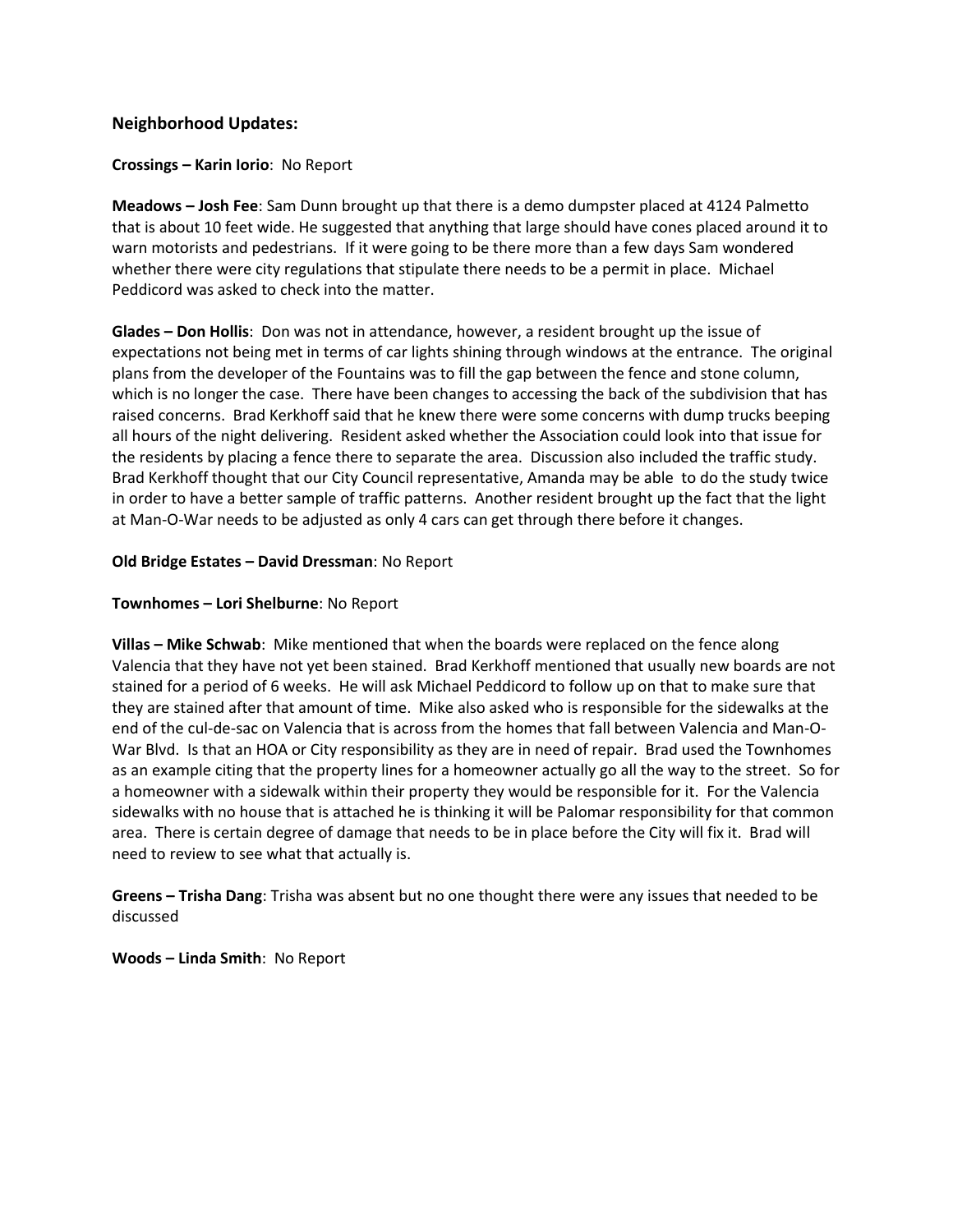### Neighborhood Updates:

**Crossings – Karin Iorio**: No Report

**Meadows – Josh Fee**: Sam Dunn brought up that there is a demo dumpster placed at 4124 Palmetto that is about 10 feet wide. He suggested that anything that large should have cones placed around it to warn motorists and pedestrians. If it were going to be there more than a few days Sam wondered whether there were city regulations that stipulate there needs to be a permit in place. Michael Peddicord was asked to check into the matter.

**Glades – Don Hollis**: Don was not in attendance, however, a resident brought up the issue of expectations not being met in terms of car lights shining through windows at the entrance. The original plans from the developer of the Fountains was to fill the gap between the fence and stone column, which is no longer the case. There have been changes to accessing the back of the subdivision that has raised concerns. Brad Kerkhoff said that he knew there were some concerns with dump trucks beeping all hours of the night delivering. Resident asked whether the Association could look into that issue for the residents by placing a fence there to separate the area. Discussion also included the traffic study. Brad Kerkhoff thought that our City Council representative, Amanda may be able to do the study twice in order to have a better sample of traffic patterns. Another resident brought up the fact that the light at Man-O-War needs to be adjusted as only 4 cars can get through there before it changes.

**Old Bridge Estates – David Dressman**: No Report

**Townhomes – Lori Shelburne**: No Report

**Villas – Mike Schwab**: Mike mentioned that when the boards were replaced on the fence along Valencia that they have not yet been stained. Brad Kerkhoff mentioned that usually new boards are not stained for a period of 6 weeks. He will ask Michael Peddicord to follow up on that to make sure that they are stained after that amount of time. Mike also asked who is responsible for the sidewalks at the end of the cul-de-sac on Valencia that is across from the homes that fall between Valencia and Man-O-War Blvd. Is that an HOA or City responsibility as they are in need of repair. Brad used the Townhomes as an example citing that the property lines for a homeowner actually go all the way to the street. So for a homeowner with a sidewalk within their property they would be responsible for it. For the Valencia sidewalks with no house that is attached he is thinking it will be Palomar responsibility for that common area. There is certain degree of damage that needs to be in place before the City will fix it. Brad will need to review to see what that actually is.

**Greens – Trisha Dang**: Trisha was absent but no one thought there were any issues that needed to be discussed

**Woods – Linda Smith**: No Report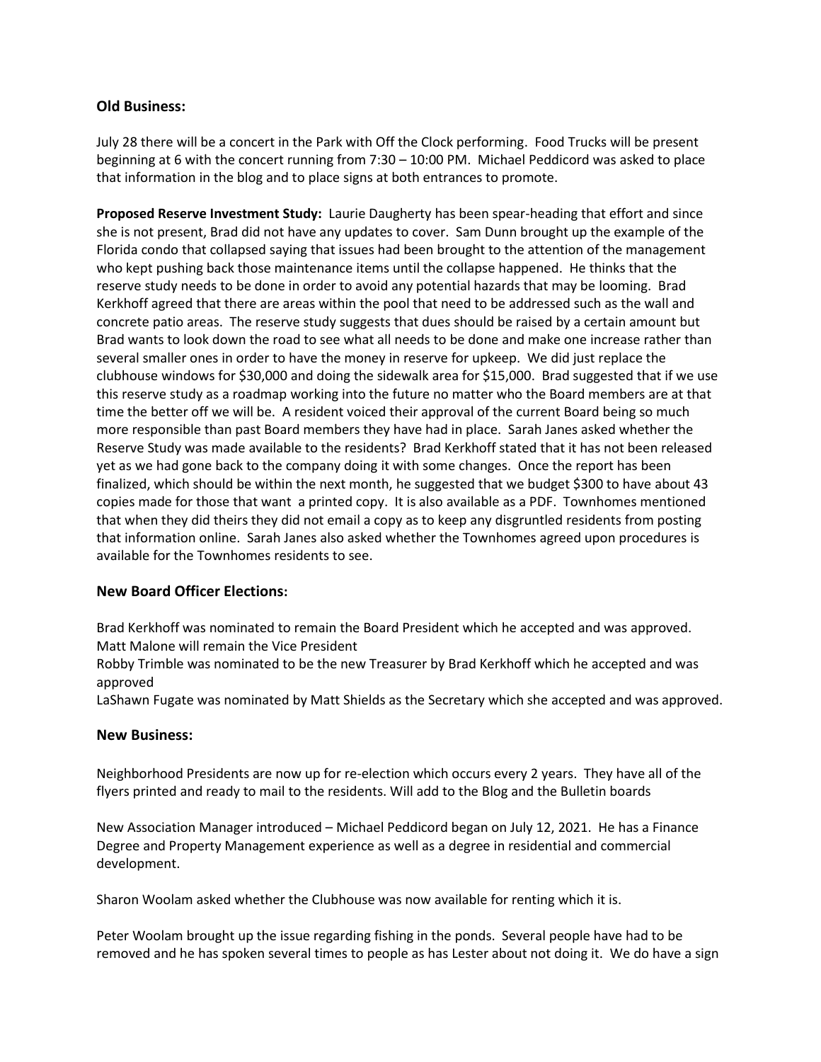## Old Business:

July 28 there will be a concert in the Park with Off the Clock performing. Food Trucks will be present beginning at 6 with the concert running from 7:30 – 10:00 PM. Michael Peddicord was asked to place that information in the blog and to place signs at both entrances to promote.

**Proposed Reserve Investment Study:** Laurie Daugherty has been spear-heading that effort and since she is not present, Brad did not have any updates to cover. Sam Dunn brought up the example of the Florida condo that collapsed saying that issues had been brought to the attention of the management who kept pushing back those maintenance items until the collapse happened. He thinks that the reserve study needs to be done in order to avoid any potential hazards that may be looming. Brad Kerkhoff agreed that there are areas within the pool that need to be addressed such as the wall and concrete patio areas. The reserve study suggests that dues should be raised by a certain amount but Brad wants to look down the road to see what all needs to be done and make one increase rather than several smaller ones in order to have the money in reserve for upkeep. We did just replace the clubhouse windows for $30,000 and doing the sidewalk area for $15,000. Brad suggested that if we use this reserve study as a roadmap working into the future no matter who the Board members are at that time the better off we will be. A resident voiced their approval of the current Board being so much more responsible than past Board members they have had in place. Sarah Janes asked whether the Reserve Study was made available to the residents? Brad Kerkhoff stated that it has not been released yet as we had gone back to the company doing it with some changes. Once the report has been finalized, which should be within the next month, he suggested that we budget $300 to have about 43 copies made for those that want a printed copy. It is also available as a PDF. Townhomes mentioned that when they did theirs they did not email a copy as to keep any disgruntled residents from posting that information online. Sarah Janes also asked whether the Townhomes agreed upon procedures is available for the Townhomes residents to see.

## New Board Officer Elections:

Brad Kerkhoff was nominated to remain the Board President which he accepted and was approved.
Matt Malone will remain the Vice President
Robby Trimble was nominated to be the new Treasurer by Brad Kerkhoff which he accepted and was approved
LaShawn Fugate was nominated by Matt Shields as the Secretary which she accepted and was approved.

## New Business:

Neighborhood Presidents are now up for re-election which occurs every 2 years. They have all of the flyers printed and ready to mail to the residents. Will add to the Blog and the Bulletin boards

New Association Manager introduced – Michael Peddicord began on July 12, 2021. He has a Finance Degree and Property Management experience as well as a degree in residential and commercial development.

Sharon Woolam asked whether the Clubhouse was now available for renting which it is.

Peter Woolam brought up the issue regarding fishing in the ponds. Several people have had to be removed and he has spoken several times to people as has Lester about not doing it. We do have a sign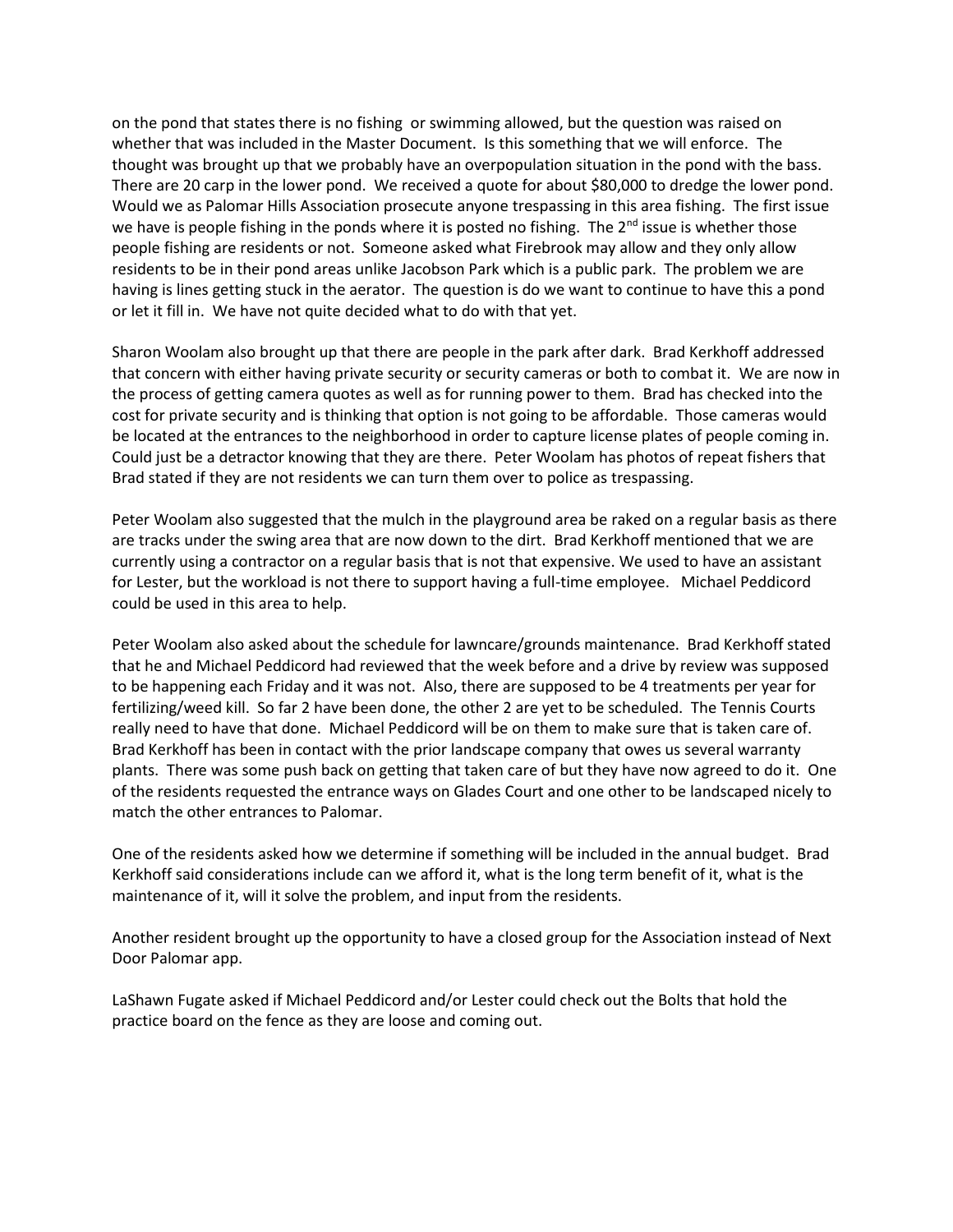on the pond that states there is no fishing  or swimming allowed, but the question was raised on whether that was included in the Master Document.  Is this something that we will enforce.  The thought was brought up that we probably have an overpopulation situation in the pond with the bass.  There are 20 carp in the lower pond.  We received a quote for about $80,000 to dredge the lower pond.  Would we as Palomar Hills Association prosecute anyone trespassing in this area fishing.  The first issue we have is people fishing in the ponds where it is posted no fishing.  The 2nd issue is whether those people fishing are residents or not.  Someone asked what Firebrook may allow and they only allow residents to be in their pond areas unlike Jacobson Park which is a public park.  The problem we are having is lines getting stuck in the aerator.  The question is do we want to continue to have this a pond or let it fill in.  We have not quite decided what to do with that yet.

Sharon Woolam also brought up that there are people in the park after dark.  Brad Kerkhoff addressed that concern with either having private security or security cameras or both to combat it.  We are now in the process of getting camera quotes as well as for running power to them.  Brad has checked into the cost for private security and is thinking that option is not going to be affordable.  Those cameras would be located at the entrances to the neighborhood in order to capture license plates of people coming in.  Could just be a detractor knowing that they are there.  Peter Woolam has photos of repeat fishers that Brad stated if they are not residents we can turn them over to police as trespassing.

Peter Woolam also suggested that the mulch in the playground area be raked on a regular basis as there are tracks under the swing area that are now down to the dirt.  Brad Kerkhoff mentioned that we are currently using a contractor on a regular basis that is not that expensive. We used to have an assistant for Lester, but the workload is not there to support having a full-time employee.   Michael Peddicord could be used in this area to help.

Peter Woolam also asked about the schedule for lawncare/grounds maintenance.  Brad Kerkhoff stated that he and Michael Peddicord had reviewed that the week before and a drive by review was supposed to be happening each Friday and it was not.  Also, there are supposed to be 4 treatments per year for fertilizing/weed kill.  So far 2 have been done, the other 2 are yet to be scheduled.  The Tennis Courts really need to have that done.  Michael Peddicord will be on them to make sure that is taken care of.  Brad Kerkhoff has been in contact with the prior landscape company that owes us several warranty plants.  There was some push back on getting that taken care of but they have now agreed to do it.  One of the residents requested the entrance ways on Glades Court and one other to be landscaped nicely to match the other entrances to Palomar.

One of the residents asked how we determine if something will be included in the annual budget.  Brad Kerkhoff said considerations include can we afford it, what is the long term benefit of it, what is the maintenance of it, will it solve the problem, and input from the residents.

Another resident brought up the opportunity to have a closed group for the Association instead of Next Door Palomar app.

LaShawn Fugate asked if Michael Peddicord and/or Lester could check out the Bolts that hold the practice board on the fence as they are loose and coming out.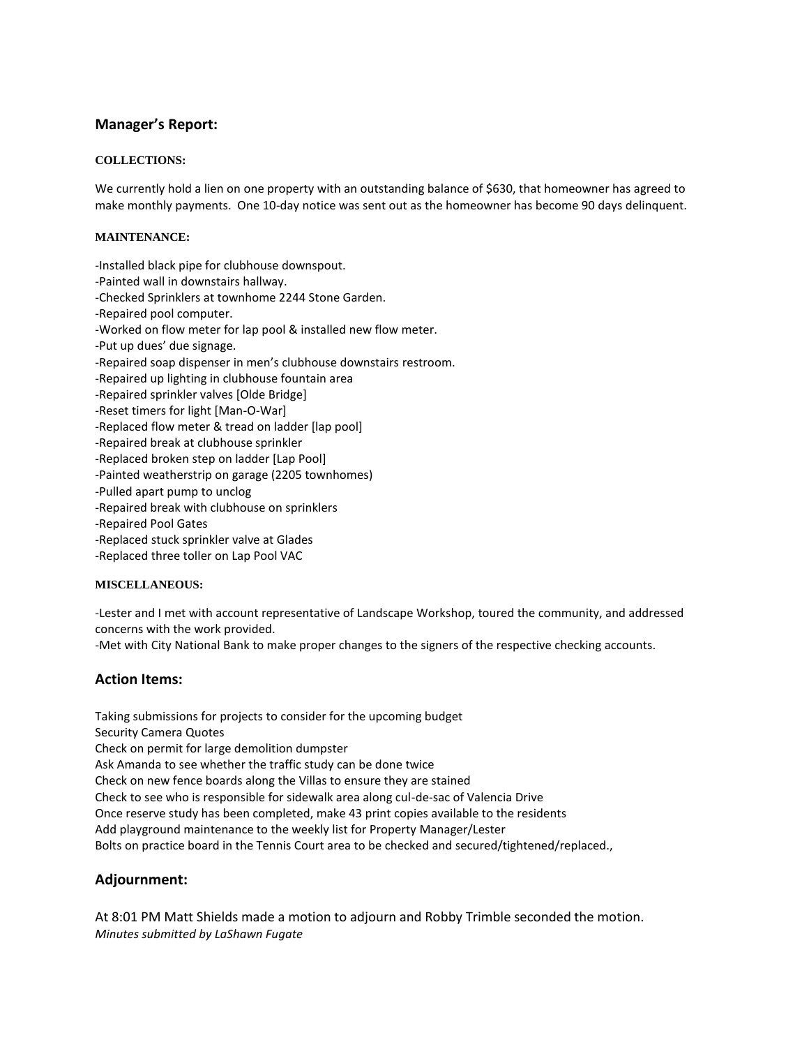## Manager's Report:

### COLLECTIONS:

We currently hold a lien on one property with an outstanding balance of $630, that homeowner has agreed to make monthly payments. One 10-day notice was sent out as the homeowner has become 90 days delinquent.

### MAINTENANCE:

-Installed black pipe for clubhouse downspout.
-Painted wall in downstairs hallway.
-Checked Sprinklers at townhome 2244 Stone Garden.
-Repaired pool computer.
-Worked on flow meter for lap pool & installed new flow meter.
-Put up dues' due signage.
-Repaired soap dispenser in men's clubhouse downstairs restroom.
-Repaired up lighting in clubhouse fountain area
-Repaired sprinkler valves [Olde Bridge]
-Reset timers for light [Man-O-War]
-Replaced flow meter & tread on ladder [lap pool]
-Repaired break at clubhouse sprinkler
-Replaced broken step on ladder [Lap Pool]
-Painted weatherstrip on garage (2205 townhomes)
-Pulled apart pump to unclog
-Repaired break with clubhouse on sprinklers
-Repaired Pool Gates
-Replaced stuck sprinkler valve at Glades
-Replaced three toller on Lap Pool VAC

### MISCELLANEOUS:

-Lester and I met with account representative of Landscape Workshop, toured the community, and addressed concerns with the work provided.
-Met with City National Bank to make proper changes to the signers of the respective checking accounts.

## Action Items:

Taking submissions for projects to consider for the upcoming budget
Security Camera Quotes
Check on permit for large demolition dumpster
Ask Amanda to see whether the traffic study can be done twice
Check on new fence boards along the Villas to ensure they are stained
Check to see who is responsible for sidewalk area along cul-de-sac of Valencia Drive
Once reserve study has been completed, make 43 print copies available to the residents
Add playground maintenance to the weekly list for Property Manager/Lester
Bolts on practice board in the Tennis Court area to be checked and secured/tightened/replaced.,

## Adjournment:

At 8:01 PM Matt Shields made a motion to adjourn and Robby Trimble seconded the motion.
*Minutes submitted by LaShawn Fugate*